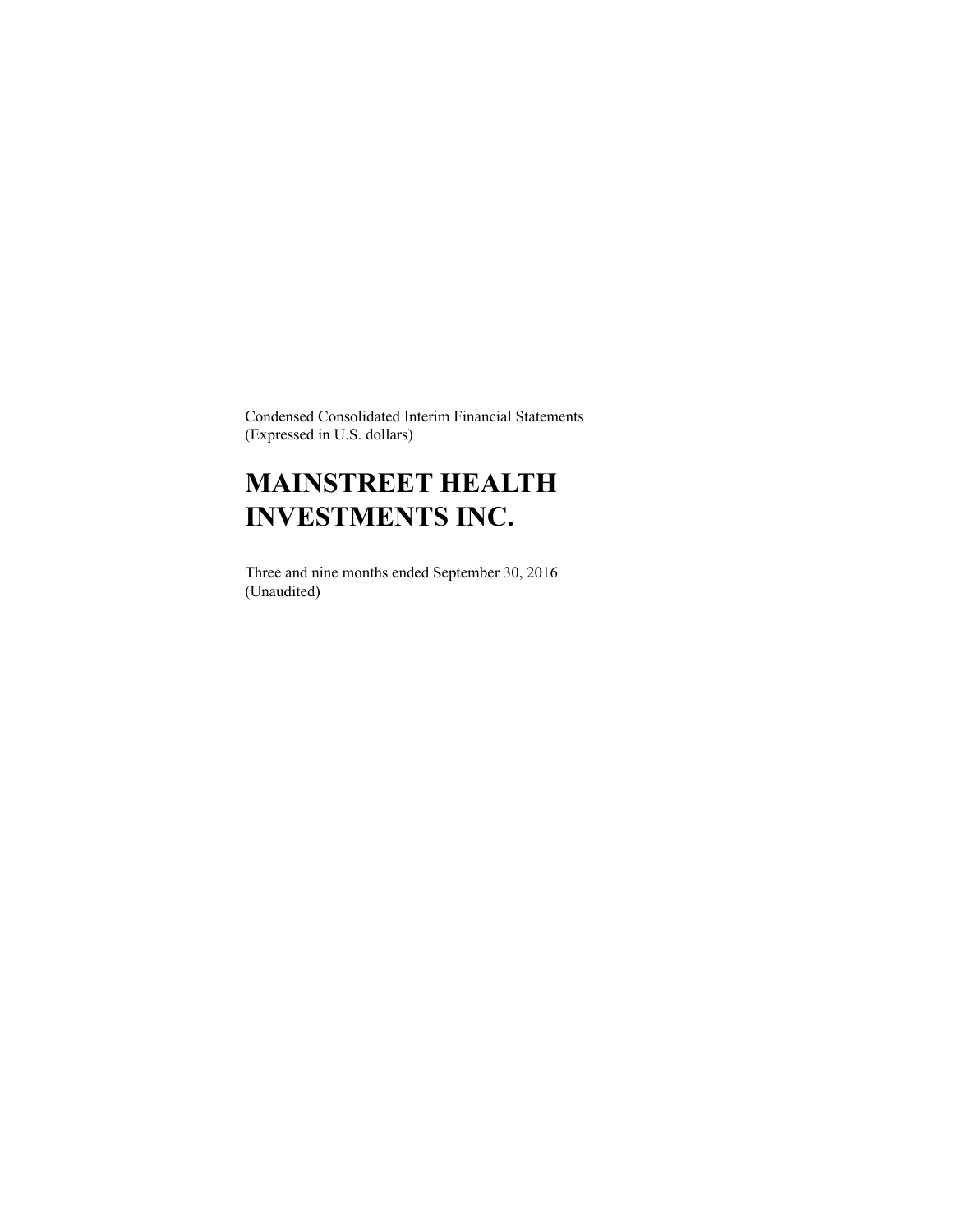Condensed Consolidated Interim Financial Statements
(Expressed in U.S. dollars)

# MAINSTREET HEALTH INVESTMENTS INC.

Three and nine months ended September 30, 2016
(Unaudited)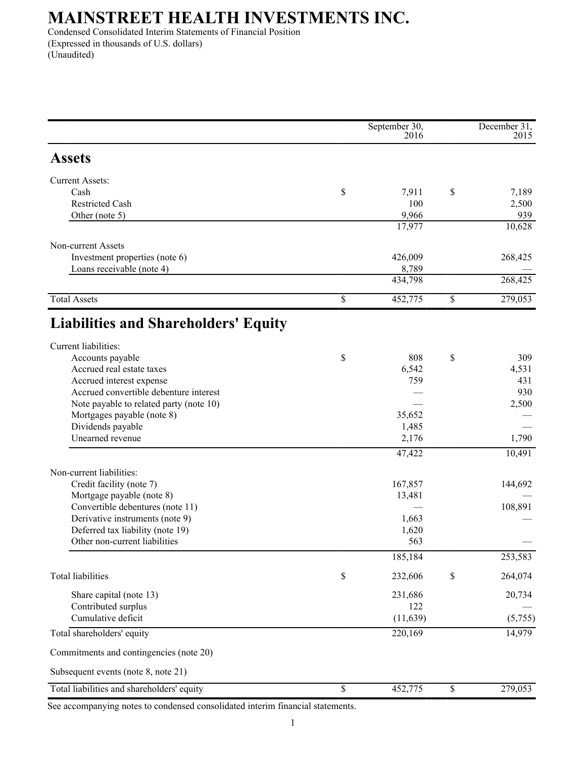# MAINSTREET HEALTH INVESTMENTS INC.

Condensed Consolidated Interim Statements of Financial Position
(Expressed in thousands of U.S. dollars)
(Unaudited)

| | September 30, 2016 | December 31, 2015 |
|---|---|---|
| **Assets** | | |
| Current Assets: | | |
| Cash | $ 7,911 | $ 7,189 |
| Restricted Cash | 100 | 2,500 |
| Other (note 5) | 9,966 | 939 |
| | 17,977 | 10,628 |
| Non-current Assets | | |
| Investment properties (note 6) | 426,009 | 268,425 |
| Loans receivable (note 4) | 8,789 | — |
| | 434,798 | 268,425 |
| Total Assets | $ 452,775 | $ 279,053 |
| **Liabilities and Shareholders' Equity** | | |
| Current liabilities: | | |
| Accounts payable | $ 808 | $ 309 |
| Accrued real estate taxes | 6,542 | 4,531 |
| Accrued interest expense | 759 | 431 |
| Accrued convertible debenture interest | — | 930 |
| Note payable to related party (note 10) | — | 2,500 |
| Mortgages payable (note 8) | 35,652 | — |
| Dividends payable | 1,485 | — |
| Unearned revenue | 2,176 | 1,790 |
| | 47,422 | 10,491 |
| Non-current liabilities: | | |
| Credit facility (note 7) | 167,857 | 144,692 |
| Mortgage payable (note 8) | 13,481 | — |
| Convertible debentures (note 11) | — | 108,891 |
| Derivative instruments (note 9) | 1,663 | — |
| Deferred tax liability (note 19) | 1,620 | |
| Other non-current liabilities | 563 | — |
| | 185,184 | 253,583 |
| Total liabilities | $ 232,606 | $ 264,074 |
| Share capital (note 13) | 231,686 | 20,734 |
| Contributed surplus | 122 | — |
| Cumulative deficit | (11,639) | (5,755) |
| Total shareholders' equity | 220,169 | 14,979 |
| Commitments and contingencies (note 20) | | |
| Subsequent events (note 8, note 21) | | |
| Total liabilities and shareholders' equity | $ 452,775 | $ 279,053 |

See accompanying notes to condensed consolidated interim financial statements.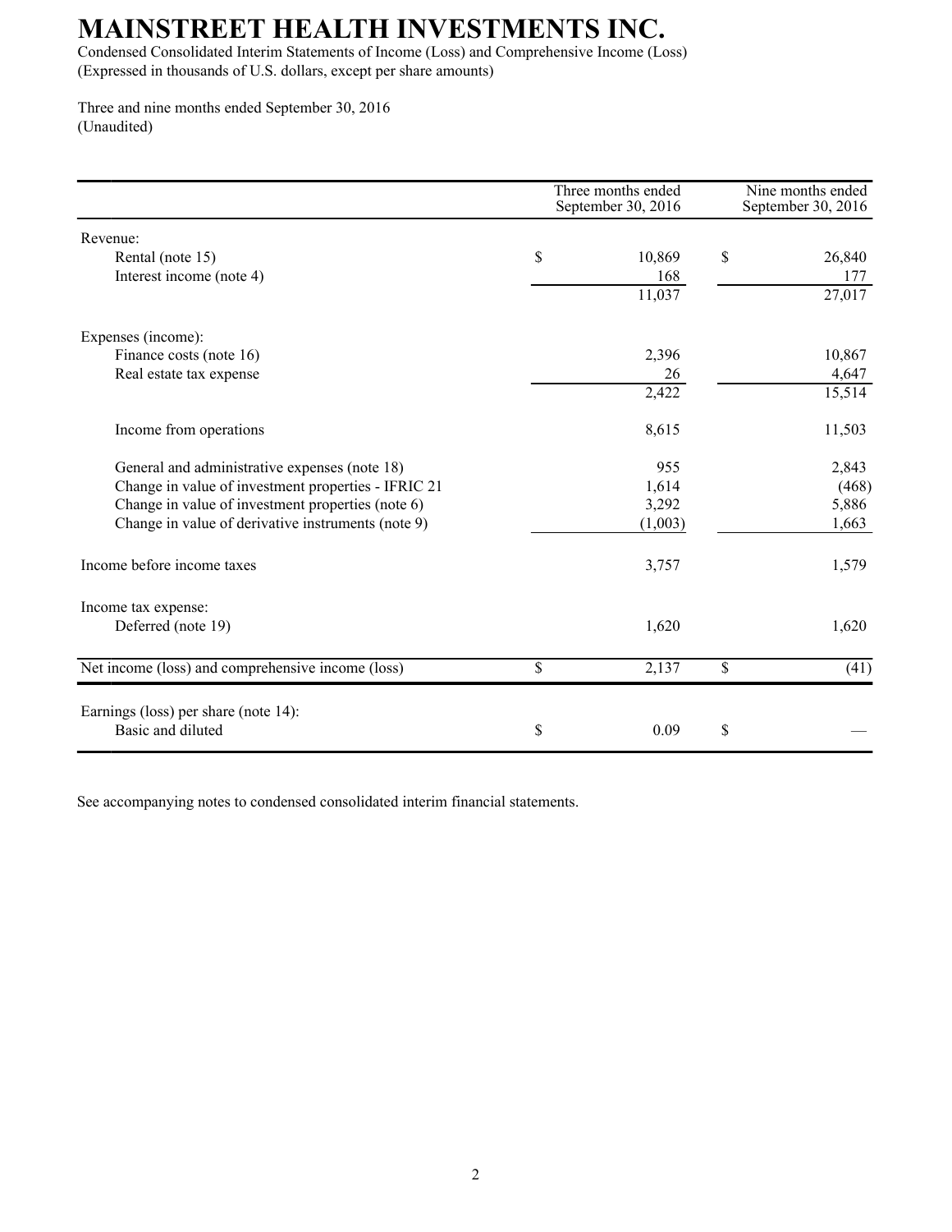# MAINSTREET HEALTH INVESTMENTS INC.

Condensed Consolidated Interim Statements of Income (Loss) and Comprehensive Income (Loss)
(Expressed in thousands of U.S. dollars, except per share amounts)

Three and nine months ended September 30, 2016
(Unaudited)

| | Three months ended September 30, 2016 | Nine months ended September 30, 2016 |
|---|---|---|
| Revenue: | | |
| Rental (note 15) | $ 10,869 | $ 26,840 |
| Interest income (note 4) | 168 | 177 |
| | 11,037 | 27,017 |
| Expenses (income): | | |
| Finance costs (note 16) | 2,396 | 10,867 |
| Real estate tax expense | 26 | 4,647 |
| | 2,422 | 15,514 |
| Income from operations | 8,615 | 11,503 |
| General and administrative expenses (note 18) | 955 | 2,843 |
| Change in value of investment properties - IFRIC 21 | 1,614 | (468) |
| Change in value of investment properties (note 6) | 3,292 | 5,886 |
| Change in value of derivative instruments (note 9) | (1,003) | 1,663 |
| Income before income taxes | 3,757 | 1,579 |
| Income tax expense: | | |
| Deferred (note 19) | 1,620 | 1,620 |
| Net income (loss) and comprehensive income (loss) | $ 2,137 | $ (41) |
| Earnings (loss) per share (note 14): | | |
| Basic and diluted | $ 0.09 | $ — |

See accompanying notes to condensed consolidated interim financial statements.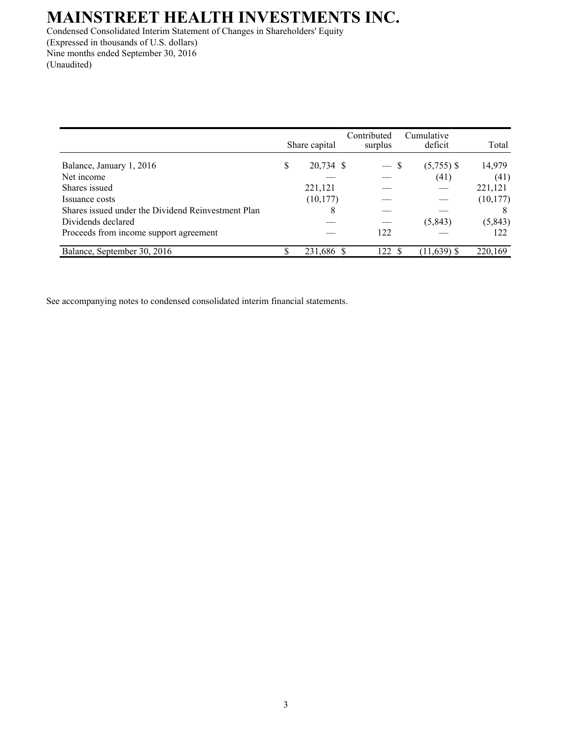# MAINSTREET HEALTH INVESTMENTS INC.

Condensed Consolidated Interim Statement of Changes in Shareholders' Equity
(Expressed in thousands of U.S. dollars)
Nine months ended September 30, 2016
(Unaudited)

| | Share capital | Contributed surplus | Cumulative deficit | Total |
|---|---|---|---|---|
| Balance, January 1, 2016 | $ 20,734 | $ — | $ (5,755) | $ 14,979 |
| Net income | — | — | (41) | (41) |
| Shares issued | 221,121 | — | — | 221,121 |
| Issuance costs | (10,177) | — | — | (10,177) |
| Shares issued under the Dividend Reinvestment Plan | 8 | — | — | 8 |
| Dividends declared | — | — | (5,843) | (5,843) |
| Proceeds from income support agreement | — | 122 | — | 122 |
| Balance, September 30, 2016 | $ 231,686 | $ 122 | $ (11,639) | $ 220,169 |

See accompanying notes to condensed consolidated interim financial statements.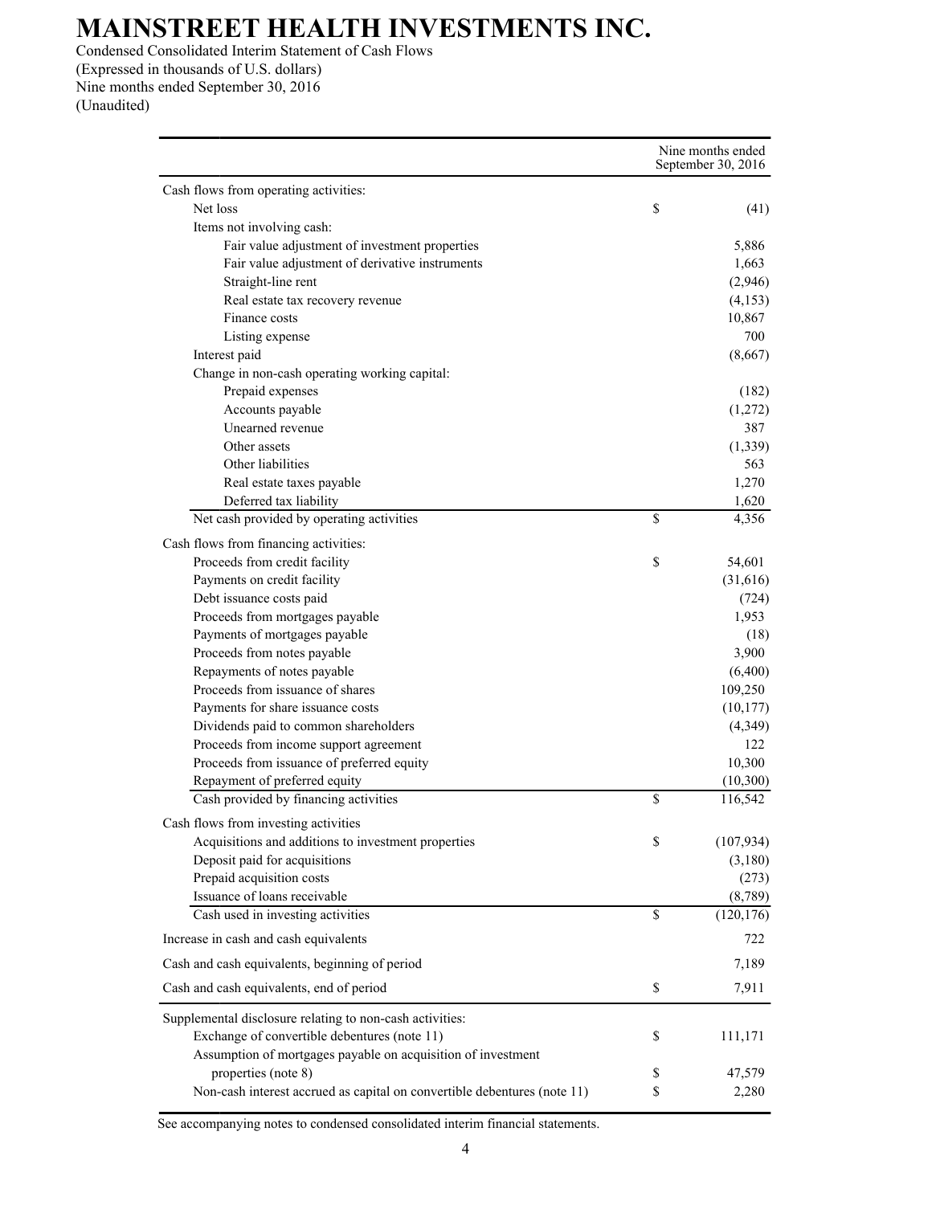# MAINSTREET HEALTH INVESTMENTS INC.

Condensed Consolidated Interim Statement of Cash Flows
(Expressed in thousands of U.S. dollars)
Nine months ended September 30, 2016
(Unaudited)

| | | Nine months ended September 30, 2016 |
|---|---|---|
| Cash flows from operating activities: | | |
| Net loss | $ | (41) |
| Items not involving cash: | | |
| Fair value adjustment of investment properties | | 5,886 |
| Fair value adjustment of derivative instruments | | 1,663 |
| Straight-line rent | | (2,946) |
| Real estate tax recovery revenue | | (4,153) |
| Finance costs | | 10,867 |
| Listing expense | | 700 |
| Interest paid | | (8,667) |
| Change in non-cash operating working capital: | | |
| Prepaid expenses | | (182) |
| Accounts payable | | (1,272) |
| Unearned revenue | | 387 |
| Other assets | | (1,339) |
| Other liabilities | | 563 |
| Real estate taxes payable | | 1,270 |
| Deferred tax liability | | 1,620 |
| Net cash provided by operating activities | $ | 4,356 |
| Cash flows from financing activities: | | |
| Proceeds from credit facility | $ | 54,601 |
| Payments on credit facility | | (31,616) |
| Debt issuance costs paid | | (724) |
| Proceeds from mortgages payable | | 1,953 |
| Payments of mortgages payable | | (18) |
| Proceeds from notes payable | | 3,900 |
| Repayments of notes payable | | (6,400) |
| Proceeds from issuance of shares | | 109,250 |
| Payments for share issuance costs | | (10,177) |
| Dividends paid to common shareholders | | (4,349) |
| Proceeds from income support agreement | | 122 |
| Proceeds from issuance of preferred equity | | 10,300 |
| Repayment of preferred equity | | (10,300) |
| Cash provided by financing activities | $ | 116,542 |
| Cash flows from investing activities | | |
| Acquisitions and additions to investment properties | $ | (107,934) |
| Deposit paid for acquisitions | | (3,180) |
| Prepaid acquisition costs | | (273) |
| Issuance of loans receivable | | (8,789) |
| Cash used in investing activities | $ | (120,176) |
| Increase in cash and cash equivalents | | 722 |
| Cash and cash equivalents, beginning of period | | 7,189 |
| Cash and cash equivalents, end of period | $ | 7,911 |
| Supplemental disclosure relating to non-cash activities: | | |
| Exchange of convertible debentures (note 11) | $ | 111,171 |
| Assumption of mortgages payable on acquisition of investment properties (note 8) | $ | 47,579 |
| Non-cash interest accrued as capital on convertible debentures (note 11) | $ | 2,280 |

See accompanying notes to condensed consolidated interim financial statements.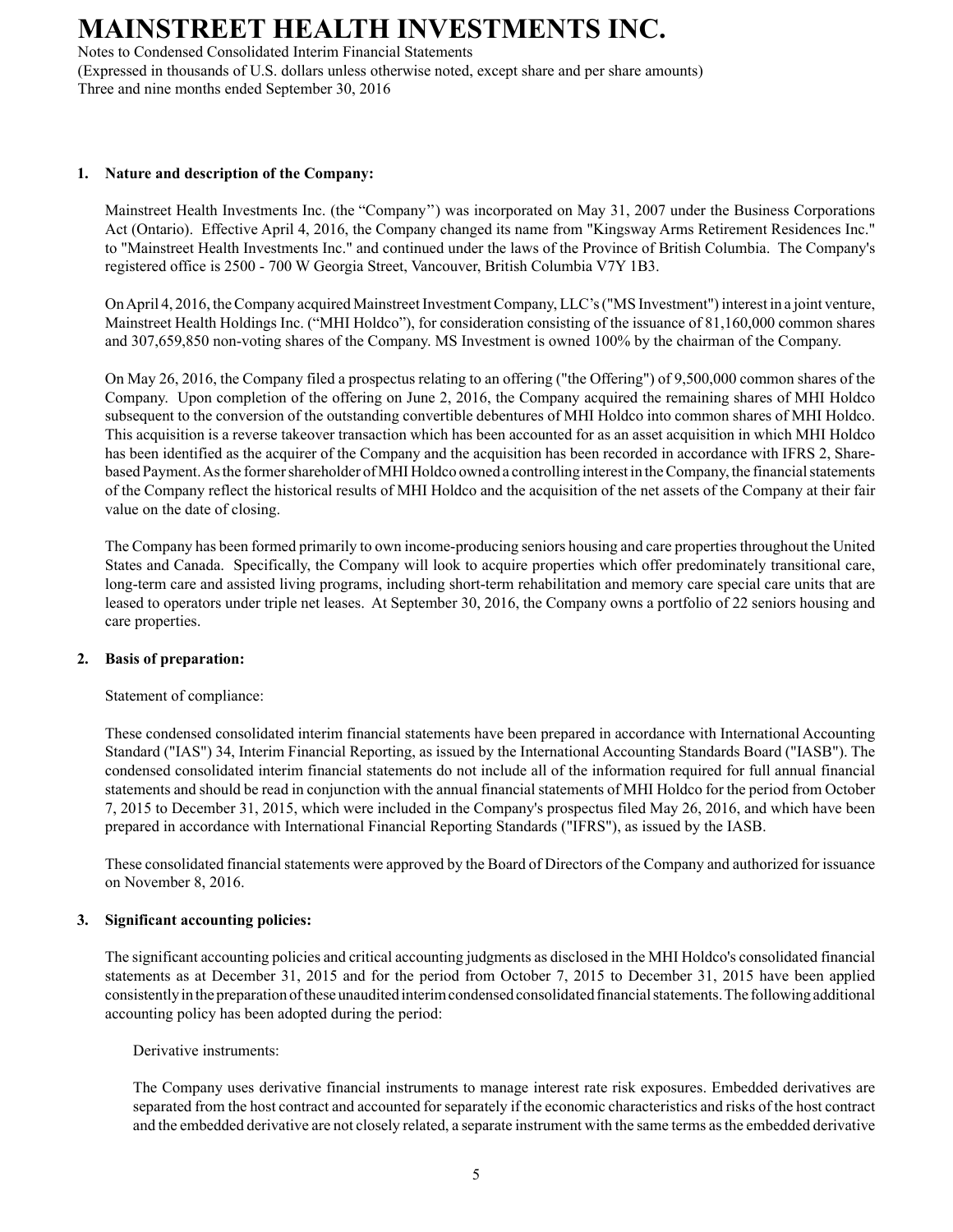# MAINSTREET HEALTH INVESTMENTS INC.

Notes to Condensed Consolidated Interim Financial Statements

(Expressed in thousands of U.S. dollars unless otherwise noted, except share and per share amounts)

Three and nine months ended September 30, 2016

## 1. Nature and description of the Company:

Mainstreet Health Investments Inc. (the "Company'') was incorporated on May 31, 2007 under the Business Corporations Act (Ontario). Effective April 4, 2016, the Company changed its name from "Kingsway Arms Retirement Residences Inc." to "Mainstreet Health Investments Inc." and continued under the laws of the Province of British Columbia. The Company's registered office is 2500 - 700 W Georgia Street, Vancouver, British Columbia V7Y 1B3.

On April 4, 2016, the Company acquired Mainstreet Investment Company, LLC's ("MS Investment") interest in a joint venture, Mainstreet Health Holdings Inc. ("MHI Holdco"), for consideration consisting of the issuance of 81,160,000 common shares and 307,659,850 non-voting shares of the Company. MS Investment is owned 100% by the chairman of the Company.

On May 26, 2016, the Company filed a prospectus relating to an offering ("the Offering") of 9,500,000 common shares of the Company. Upon completion of the offering on June 2, 2016, the Company acquired the remaining shares of MHI Holdco subsequent to the conversion of the outstanding convertible debentures of MHI Holdco into common shares of MHI Holdco. This acquisition is a reverse takeover transaction which has been accounted for as an asset acquisition in which MHI Holdco has been identified as the acquirer of the Company and the acquisition has been recorded in accordance with IFRS 2, Share-based Payment. As the former shareholder of MHI Holdco owned a controlling interest in the Company, the financial statements of the Company reflect the historical results of MHI Holdco and the acquisition of the net assets of the Company at their fair value on the date of closing.

The Company has been formed primarily to own income-producing seniors housing and care properties throughout the United States and Canada. Specifically, the Company will look to acquire properties which offer predominately transitional care, long-term care and assisted living programs, including short-term rehabilitation and memory care special care units that are leased to operators under triple net leases. At September 30, 2016, the Company owns a portfolio of 22 seniors housing and care properties.

## 2. Basis of preparation:

Statement of compliance:

These condensed consolidated interim financial statements have been prepared in accordance with International Accounting Standard ("IAS") 34, Interim Financial Reporting, as issued by the International Accounting Standards Board ("IASB"). The condensed consolidated interim financial statements do not include all of the information required for full annual financial statements and should be read in conjunction with the annual financial statements of MHI Holdco for the period from October 7, 2015 to December 31, 2015, which were included in the Company's prospectus filed May 26, 2016, and which have been prepared in accordance with International Financial Reporting Standards ("IFRS"), as issued by the IASB.

These consolidated financial statements were approved by the Board of Directors of the Company and authorized for issuance on November 8, 2016.

## 3. Significant accounting policies:

The significant accounting policies and critical accounting judgments as disclosed in the MHI Holdco's consolidated financial statements as at December 31, 2015 and for the period from October 7, 2015 to December 31, 2015 have been applied consistently in the preparation of these unaudited interim condensed consolidated financial statements. The following additional accounting policy has been adopted during the period:

Derivative instruments:

The Company uses derivative financial instruments to manage interest rate risk exposures. Embedded derivatives are separated from the host contract and accounted for separately if the economic characteristics and risks of the host contract and the embedded derivative are not closely related, a separate instrument with the same terms as the embedded derivative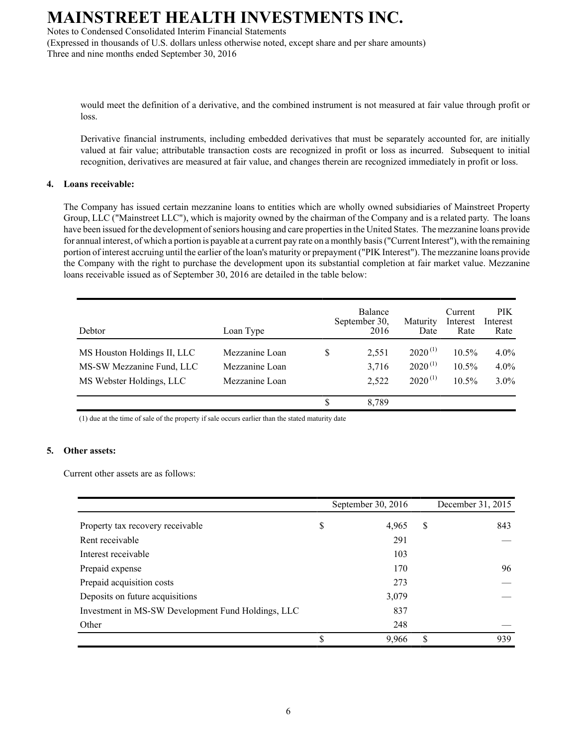would meet the definition of a derivative, and the combined instrument is not measured at fair value through profit or loss.

Derivative financial instruments, including embedded derivatives that must be separately accounted for, are initially valued at fair value; attributable transaction costs are recognized in profit or loss as incurred. Subsequent to initial recognition, derivatives are measured at fair value, and changes therein are recognized immediately in profit or loss.

**4. Loans receivable:**

The Company has issued certain mezzanine loans to entities which are wholly owned subsidiaries of Mainstreet Property Group, LLC ("Mainstreet LLC"), which is majority owned by the chairman of the Company and is a related party. The loans have been issued for the development of seniors housing and care properties in the United States. The mezzanine loans provide for annual interest, of which a portion is payable at a current pay rate on a monthly basis ("Current Interest"), with the remaining portion of interest accruing until the earlier of the loan's maturity or prepayment ("PIK Interest"). The mezzanine loans provide the Company with the right to purchase the development upon its substantial completion at fair market value. Mezzanine loans receivable issued as of September 30, 2016 are detailed in the table below:

| Debtor | Loan Type | | Balance September 30, 2016 | Maturity Date | Current Interest Rate | PIK Interest Rate |
|---|---|---|---|---|---|---|
| MS Houston Holdings II, LLC | Mezzanine Loan | $ | 2,551 | 2020 [1] | 10.5% | 4.0% |
| MS-SW Mezzanine Fund, LLC | Mezzanine Loan | | 3,716 | 2020 [1] | 10.5% | 4.0% |
| MS Webster Holdings, LLC | Mezzanine Loan | | 2,522 | 2020 [1] | 10.5% | 3.0% |
| | | $ | 8,789 | | | |

(1) due at the time of sale of the property if sale occurs earlier than the stated maturity date

**5. Other assets:**

Current other assets are as follows:

| | | September 30, 2016 | | December 31, 2015 |
|---|---|---|---|---|
| Property tax recovery receivable | $ | 4,965 | $ | 843 |
| Rent receivable | | 291 | | — |
| Interest receivable | | 103 | | |
| Prepaid expense | | 170 | | 96 |
| Prepaid acquisition costs | | 273 | | — |
| Deposits on future acquisitions | | 3,079 | | — |
| Investment in MS-SW Development Fund Holdings, LLC | | 837 | | |
| Other | | 248 | | — |
| | $ | 9,966 | $ | 939 |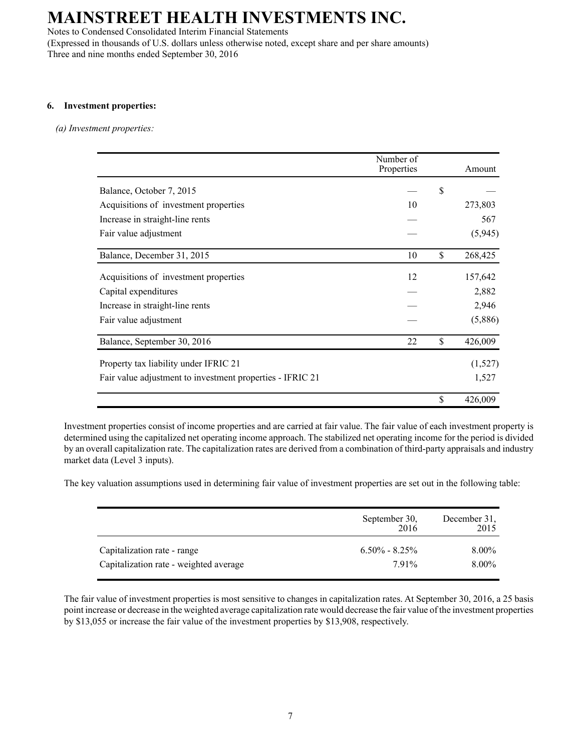# MAINSTREET HEALTH INVESTMENTS INC.

Notes to Condensed Consolidated Interim Financial Statements
(Expressed in thousands of U.S. dollars unless otherwise noted, except share and per share amounts)
Three and nine months ended September 30, 2016

## 6. Investment properties:

*(a) Investment properties:*

| | Number of Properties | | Amount |
|---|---|---|---|
| Balance, October 7, 2015 | — | $ | — |
| Acquisitions of investment properties | 10 | | 273,803 |
| Increase in straight-line rents | — | | 567 |
| Fair value adjustment | — | | (5,945) |
| Balance, December 31, 2015 | 10 | $ | 268,425 |
| Acquisitions of investment properties | 12 | | 157,642 |
| Capital expenditures | — | | 2,882 |
| Increase in straight-line rents | — | | 2,946 |
| Fair value adjustment | — | | (5,886) |
| Balance, September 30, 2016 | 22 | $ | 426,009 |
| Property tax liability under IFRIC 21 | | | (1,527) |
| Fair value adjustment to investment properties - IFRIC 21 | | | 1,527 |
| | | $ | 426,009 |

Investment properties consist of income properties and are carried at fair value. The fair value of each investment property is determined using the capitalized net operating income approach. The stabilized net operating income for the period is divided by an overall capitalization rate. The capitalization rates are derived from a combination of third-party appraisals and industry market data (Level 3 inputs).

The key valuation assumptions used in determining fair value of investment properties are set out in the following table:

| | September 30, 2016 | December 31, 2015 |
|---|---|---|
| Capitalization rate - range | 6.50% - 8.25% | 8.00% |
| Capitalization rate - weighted average | 7.91% | 8.00% |

The fair value of investment properties is most sensitive to changes in capitalization rates. At September 30, 2016, a 25 basis point increase or decrease in the weighted average capitalization rate would decrease the fair value of the investment properties by $13,055 or increase the fair value of the investment properties by $13,908, respectively.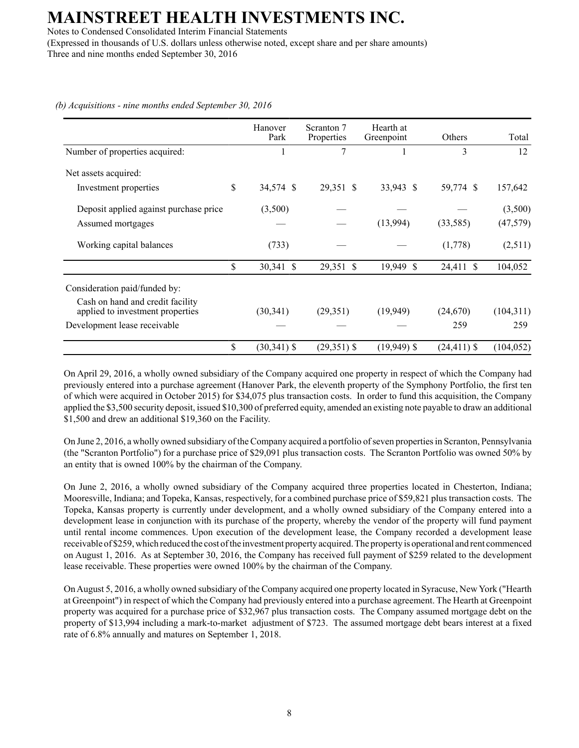*(b) Acquisitions - nine months ended September 30, 2016*

| | Hanover Park | Scranton 7 Properties | Hearth at Greenpoint | Others | Total |
|---|---|---|---|---|---|
| Number of properties acquired: | 1 | 7 | 1 | 3 | 12 |
| Net assets acquired: | | | | | |
| Investment properties | $ 34,574 | $ 29,351 | $ 33,943 | $ 59,774 | $ 157,642 |
| Deposit applied against purchase price | (3,500) | — | — | — | (3,500) |
| Assumed mortgages | — | — | (13,994) | (33,585) | (47,579) |
| Working capital balances | (733) | — | — | (1,778) | (2,511) |
| | $ 30,341 | $ 29,351 | $ 19,949 | $ 24,411 | $ 104,052 |
| Consideration paid/funded by: | | | | | |
| Cash on hand and credit facility applied to investment properties | (30,341) | (29,351) | (19,949) | (24,670) | (104,311) |
| Development lease receivable | — | — | — | 259 | 259 |
| | $ (30,341) | $ (29,351) | $ (19,949) | $ (24,411) | $ (104,052) |

On April 29, 2016, a wholly owned subsidiary of the Company acquired one property in respect of which the Company had previously entered into a purchase agreement (Hanover Park, the eleventh property of the Symphony Portfolio, the first ten of which were acquired in October 2015) for $34,075 plus transaction costs. In order to fund this acquisition, the Company applied the $3,500 security deposit, issued $10,300 of preferred equity, amended an existing note payable to draw an additional $1,500 and drew an additional $19,360 on the Facility.

On June 2, 2016, a wholly owned subsidiary of the Company acquired a portfolio of seven properties in Scranton, Pennsylvania (the "Scranton Portfolio") for a purchase price of $29,091 plus transaction costs. The Scranton Portfolio was owned 50% by an entity that is owned 100% by the chairman of the Company.

On June 2, 2016, a wholly owned subsidiary of the Company acquired three properties located in Chesterton, Indiana; Mooresville, Indiana; and Topeka, Kansas, respectively, for a combined purchase price of $59,821 plus transaction costs. The Topeka, Kansas property is currently under development, and a wholly owned subsidiary of the Company entered into a development lease in conjunction with its purchase of the property, whereby the vendor of the property will fund payment until rental income commences. Upon execution of the development lease, the Company recorded a development lease receivable of $259, which reduced the cost of the investment property acquired. The property is operational and rent commenced on August 1, 2016. As at September 30, 2016, the Company has received full payment of $259 related to the development lease receivable. These properties were owned 100% by the chairman of the Company.

On August 5, 2016, a wholly owned subsidiary of the Company acquired one property located in Syracuse, New York ("Hearth at Greenpoint") in respect of which the Company had previously entered into a purchase agreement. The Hearth at Greenpoint property was acquired for a purchase price of $32,967 plus transaction costs. The Company assumed mortgage debt on the property of $13,994 including a mark-to-market adjustment of $723. The assumed mortgage debt bears interest at a fixed rate of 6.8% annually and matures on September 1, 2018.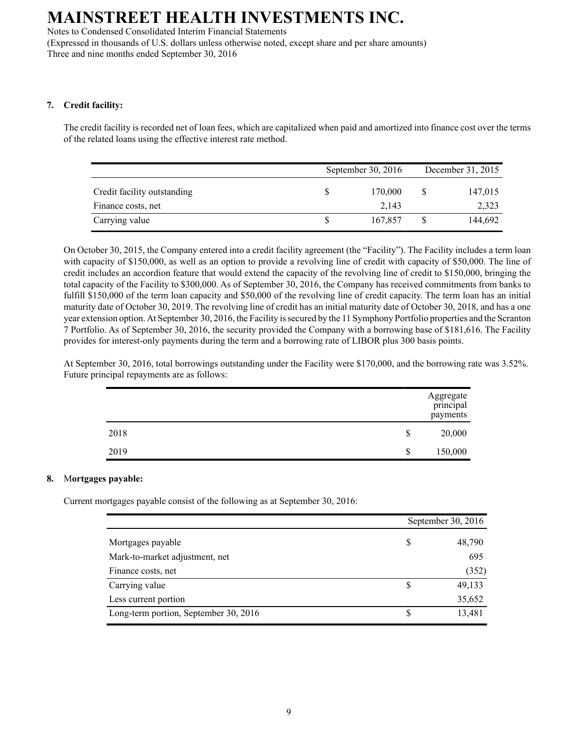### 7. Credit facility:

The credit facility is recorded net of loan fees, which are capitalized when paid and amortized into finance cost over the terms of the related loans using the effective interest rate method.

| | September 30, 2016 | December 31, 2015 |
|---|---|---|
| Credit facility outstanding | $ 170,000 | $ 147,015 |
| Finance costs, net | 2,143 | 2,323 |
| Carrying value | $ 167,857 | $ 144,692 |

On October 30, 2015, the Company entered into a credit facility agreement (the "Facility"). The Facility includes a term loan with capacity of $150,000, as well as an option to provide a revolving line of credit with capacity of $50,000. The line of credit includes an accordion feature that would extend the capacity of the revolving line of credit to $150,000, bringing the total capacity of the Facility to $300,000. As of September 30, 2016, the Company has received commitments from banks to fulfill $150,000 of the term loan capacity and $50,000 of the revolving line of credit capacity. The term loan has an initial maturity date of October 30, 2019. The revolving line of credit has an initial maturity date of October 30, 2018, and has a one year extension option. At September 30, 2016, the Facility is secured by the 11 Symphony Portfolio properties and the Scranton 7 Portfolio. As of September 30, 2016, the security provided the Company with a borrowing base of $181,616. The Facility provides for interest-only payments during the term and a borrowing rate of LIBOR plus 300 basis points.

At September 30, 2016, total borrowings outstanding under the Facility were $170,000, and the borrowing rate was 3.52%. Future principal repayments are as follows:

| | Aggregate principal payments |
|---|---|
| 2018 | $ 20,000 |
| 2019 | $ 150,000 |

### 8. Mortgages payable:

Current mortgages payable consist of the following as at September 30, 2016:

| | September 30, 2016 |
|---|---|
| Mortgages payable | $ 48,790 |
| Mark-to-market adjustment, net | 695 |
| Finance costs, net | (352) |
| Carrying value | $ 49,133 |
| Less current portion | 35,652 |
| Long-term portion, September 30, 2016 | $ 13,481 |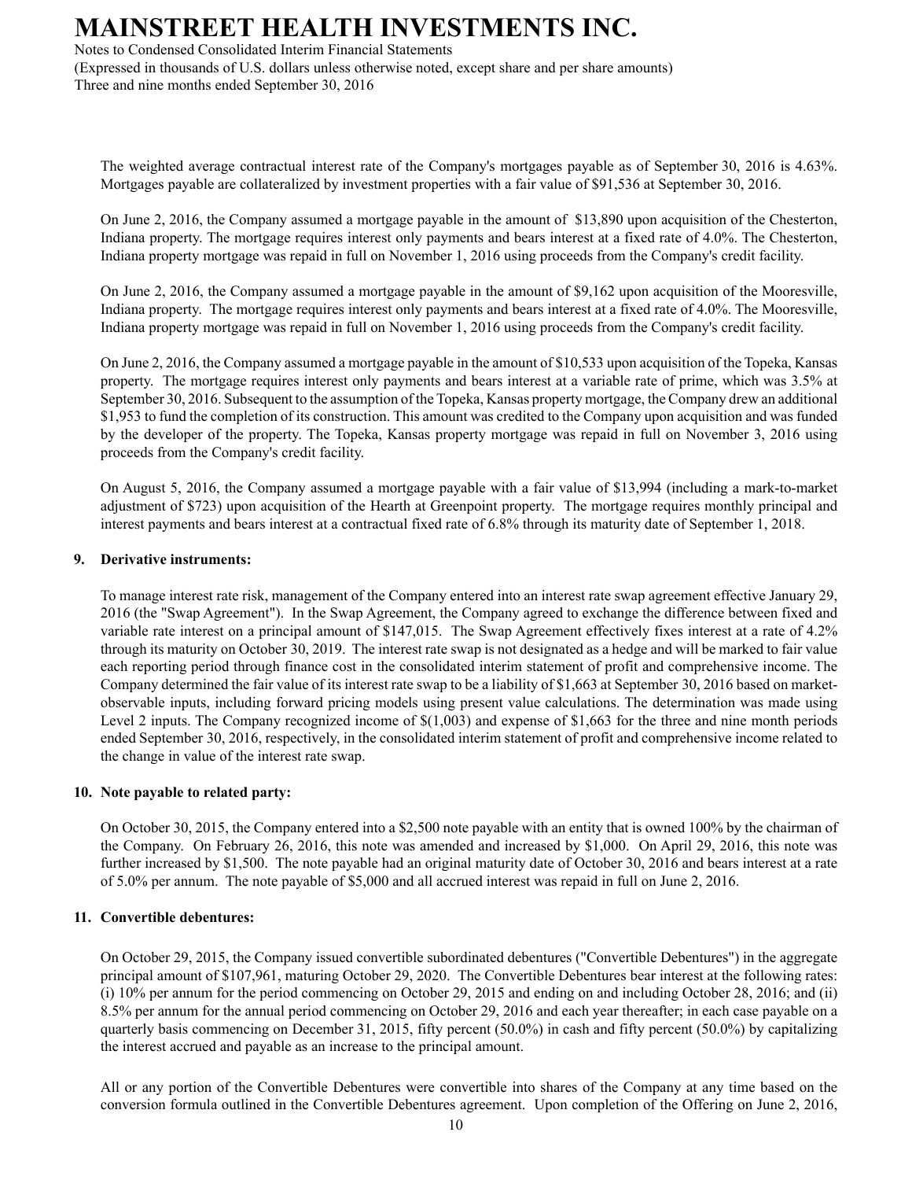The weighted average contractual interest rate of the Company's mortgages payable as of September 30, 2016 is 4.63%. Mortgages payable are collateralized by investment properties with a fair value of $91,536 at September 30, 2016.

On June 2, 2016, the Company assumed a mortgage payable in the amount of $13,890 upon acquisition of the Chesterton, Indiana property. The mortgage requires interest only payments and bears interest at a fixed rate of 4.0%. The Chesterton, Indiana property mortgage was repaid in full on November 1, 2016 using proceeds from the Company's credit facility.

On June 2, 2016, the Company assumed a mortgage payable in the amount of $9,162 upon acquisition of the Mooresville, Indiana property. The mortgage requires interest only payments and bears interest at a fixed rate of 4.0%. The Mooresville, Indiana property mortgage was repaid in full on November 1, 2016 using proceeds from the Company's credit facility.

On June 2, 2016, the Company assumed a mortgage payable in the amount of $10,533 upon acquisition of the Topeka, Kansas property. The mortgage requires interest only payments and bears interest at a variable rate of prime, which was 3.5% at September 30, 2016. Subsequent to the assumption of the Topeka, Kansas property mortgage, the Company drew an additional $1,953 to fund the completion of its construction. This amount was credited to the Company upon acquisition and was funded by the developer of the property. The Topeka, Kansas property mortgage was repaid in full on November 3, 2016 using proceeds from the Company's credit facility.

On August 5, 2016, the Company assumed a mortgage payable with a fair value of $13,994 (including a mark-to-market adjustment of $723) upon acquisition of the Hearth at Greenpoint property. The mortgage requires monthly principal and interest payments and bears interest at a contractual fixed rate of 6.8% through its maturity date of September 1, 2018.

## 9. Derivative instruments:

To manage interest rate risk, management of the Company entered into an interest rate swap agreement effective January 29, 2016 (the "Swap Agreement"). In the Swap Agreement, the Company agreed to exchange the difference between fixed and variable rate interest on a principal amount of $147,015. The Swap Agreement effectively fixes interest at a rate of 4.2% through its maturity on October 30, 2019. The interest rate swap is not designated as a hedge and will be marked to fair value each reporting period through finance cost in the consolidated interim statement of profit and comprehensive income. The Company determined the fair value of its interest rate swap to be a liability of $1,663 at September 30, 2016 based on market-observable inputs, including forward pricing models using present value calculations. The determination was made using Level 2 inputs. The Company recognized income of $(1,003) and expense of $1,663 for the three and nine month periods ended September 30, 2016, respectively, in the consolidated interim statement of profit and comprehensive income related to the change in value of the interest rate swap.

## 10. Note payable to related party:

On October 30, 2015, the Company entered into a $2,500 note payable with an entity that is owned 100% by the chairman of the Company. On February 26, 2016, this note was amended and increased by $1,000. On April 29, 2016, this note was further increased by $1,500. The note payable had an original maturity date of October 30, 2016 and bears interest at a rate of 5.0% per annum. The note payable of $5,000 and all accrued interest was repaid in full on June 2, 2016.

## 11. Convertible debentures:

On October 29, 2015, the Company issued convertible subordinated debentures ("Convertible Debentures") in the aggregate principal amount of $107,961, maturing October 29, 2020. The Convertible Debentures bear interest at the following rates: (i) 10% per annum for the period commencing on October 29, 2015 and ending on and including October 28, 2016; and (ii) 8.5% per annum for the annual period commencing on October 29, 2016 and each year thereafter; in each case payable on a quarterly basis commencing on December 31, 2015, fifty percent (50.0%) in cash and fifty percent (50.0%) by capitalizing the interest accrued and payable as an increase to the principal amount.

All or any portion of the Convertible Debentures were convertible into shares of the Company at any time based on the conversion formula outlined in the Convertible Debentures agreement. Upon completion of the Offering on June 2, 2016,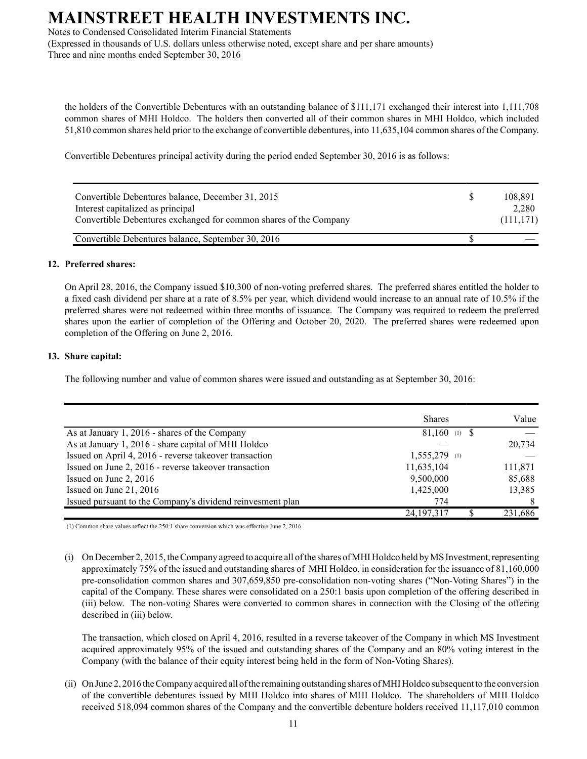the holders of the Convertible Debentures with an outstanding balance of $111,171 exchanged their interest into 1,111,708 common shares of MHI Holdco. The holders then converted all of their common shares in MHI Holdco, which included 51,810 common shares held prior to the exchange of convertible debentures, into 11,635,104 common shares of the Company.

Convertible Debentures principal activity during the period ended September 30, 2016 is as follows:

| | | |
|---|---|---|
| Convertible Debentures balance, December 31, 2015 | $ | 108,891 |
| Interest capitalized as principal | | 2,280 |
| Convertible Debentures exchanged for common shares of the Company | | (111,171) |
| Convertible Debentures balance, September 30, 2016 | $ | — |

## 12. Preferred shares:

On April 28, 2016, the Company issued $10,300 of non-voting preferred shares. The preferred shares entitled the holder to a fixed cash dividend per share at a rate of 8.5% per year, which dividend would increase to an annual rate of 10.5% if the preferred shares were not redeemed within three months of issuance. The Company was required to redeem the preferred shares upon the earlier of completion of the Offering and October 20, 2020. The preferred shares were redeemed upon completion of the Offering on June 2, 2016.

## 13. Share capital:

The following number and value of common shares were issued and outstanding as at September 30, 2016:

| | Shares | | Value |
|---|---|---|---|
| As at January 1, 2016 - shares of the Company | 81,160 (1) | $ | — |
| As at January 1, 2016 - share capital of MHI Holdco | — | | 20,734 |
| Issued on April 4, 2016 - reverse takeover transaction | 1,555,279 (1) | | — |
| Issued on June 2, 2016 - reverse takeover transaction | 11,635,104 | | 111,871 |
| Issued on June 2, 2016 | 9,500,000 | | 85,688 |
| Issued on June 21, 2016 | 1,425,000 | | 13,385 |
| Issued pursuant to the Company's dividend reinvesment plan | 774 | | 8 |
| | 24,197,317 | $ | 231,686 |

(1) Common share values reflect the 250:1 share conversion which was effective June 2, 2016

(i) On December 2, 2015, the Company agreed to acquire all of the shares of MHI Holdco held by MS Investment, representing approximately 75% of the issued and outstanding shares of MHI Holdco, in consideration for the issuance of 81,160,000 pre-consolidation common shares and 307,659,850 pre-consolidation non-voting shares ("Non-Voting Shares") in the capital of the Company. These shares were consolidated on a 250:1 basis upon completion of the offering described in (iii) below. The non-voting Shares were converted to common shares in connection with the Closing of the offering described in (iii) below.

The transaction, which closed on April 4, 2016, resulted in a reverse takeover of the Company in which MS Investment acquired approximately 95% of the issued and outstanding shares of the Company and an 80% voting interest in the Company (with the balance of their equity interest being held in the form of Non-Voting Shares).

(ii) On June 2, 2016 the Company acquired all of the remaining outstanding shares of MHI Holdco subsequent to the conversion of the convertible debentures issued by MHI Holdco into shares of MHI Holdco. The shareholders of MHI Holdco received 518,094 common shares of the Company and the convertible debenture holders received 11,117,010 common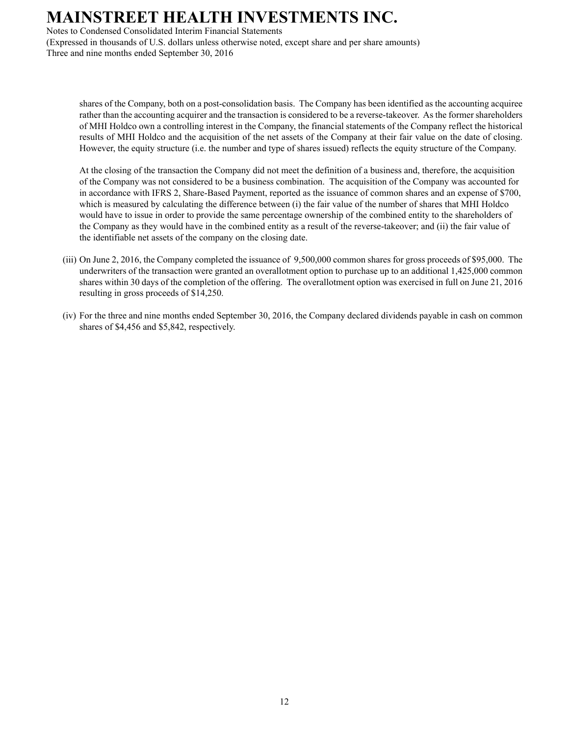shares of the Company, both on a post-consolidation basis. The Company has been identified as the accounting acquiree rather than the accounting acquirer and the transaction is considered to be a reverse-takeover. As the former shareholders of MHI Holdco own a controlling interest in the Company, the financial statements of the Company reflect the historical results of MHI Holdco and the acquisition of the net assets of the Company at their fair value on the date of closing. However, the equity structure (i.e. the number and type of shares issued) reflects the equity structure of the Company.

At the closing of the transaction the Company did not meet the definition of a business and, therefore, the acquisition of the Company was not considered to be a business combination. The acquisition of the Company was accounted for in accordance with IFRS 2, Share-Based Payment, reported as the issuance of common shares and an expense of $700, which is measured by calculating the difference between (i) the fair value of the number of shares that MHI Holdco would have to issue in order to provide the same percentage ownership of the combined entity to the shareholders of the Company as they would have in the combined entity as a result of the reverse-takeover; and (ii) the fair value of the identifiable net assets of the company on the closing date.

(iii) On June 2, 2016, the Company completed the issuance of 9,500,000 common shares for gross proceeds of $95,000. The underwriters of the transaction were granted an overallotment option to purchase up to an additional 1,425,000 common shares within 30 days of the completion of the offering. The overallotment option was exercised in full on June 21, 2016 resulting in gross proceeds of $14,250.

(iv) For the three and nine months ended September 30, 2016, the Company declared dividends payable in cash on common shares of $4,456 and $5,842, respectively.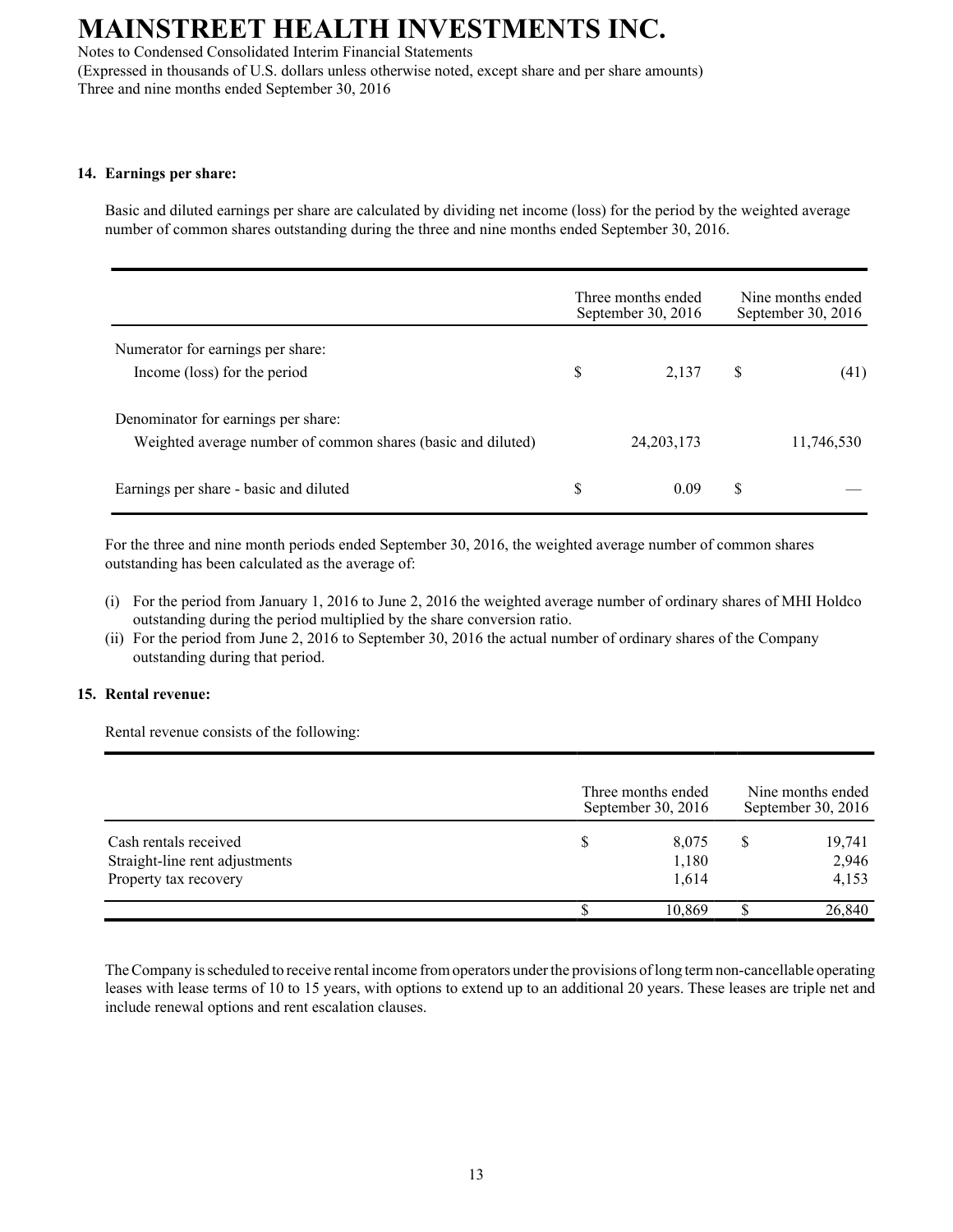### 14. Earnings per share:

Basic and diluted earnings per share are calculated by dividing net income (loss) for the period by the weighted average number of common shares outstanding during the three and nine months ended September 30, 2016.

| | Three months ended September 30, 2016 | Nine months ended September 30, 2016 |
|---|---|---|
| Numerator for earnings per share: | | |
| Income (loss) for the period | $ 2,137 | $ (41) |
| Denominator for earnings per share: | | |
| Weighted average number of common shares (basic and diluted) | 24,203,173 | 11,746,530 |
| Earnings per share - basic and diluted | $ 0.09 | $ — |

For the three and nine month periods ended September 30, 2016, the weighted average number of common shares outstanding has been calculated as the average of:

(i) For the period from January 1, 2016 to June 2, 2016 the weighted average number of ordinary shares of MHI Holdco outstanding during the period multiplied by the share conversion ratio.
(ii) For the period from June 2, 2016 to September 30, 2016 the actual number of ordinary shares of the Company outstanding during that period.

### 15. Rental revenue:

Rental revenue consists of the following:

| | Three months ended September 30, 2016 | Nine months ended September 30, 2016 |
|---|---|---|
| Cash rentals received | $ 8,075 | $ 19,741 |
| Straight-line rent adjustments | 1,180 | 2,946 |
| Property tax recovery | 1,614 | 4,153 |
| | $ 10,869 | $ 26,840 |

The Company is scheduled to receive rental income from operators under the provisions of long term non-cancellable operating leases with lease terms of 10 to 15 years, with options to extend up to an additional 20 years. These leases are triple net and include renewal options and rent escalation clauses.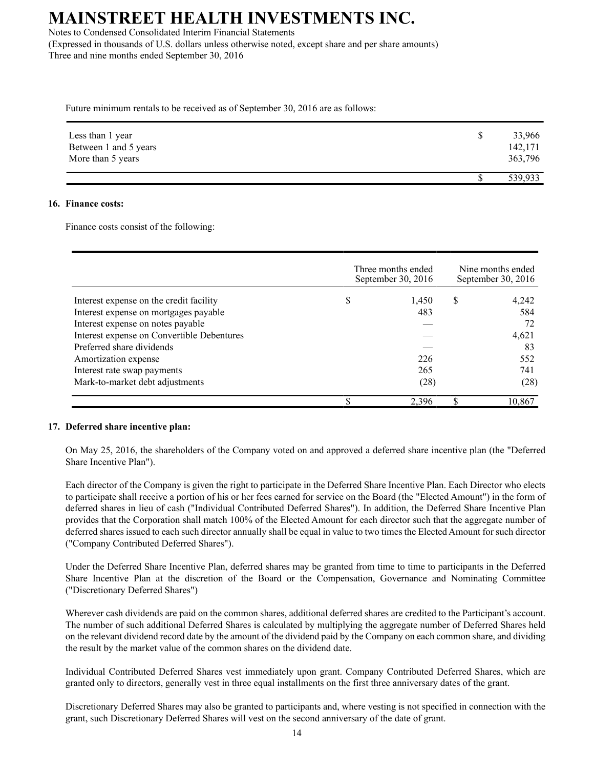Future minimum rentals to be received as of September 30, 2016 are as follows:

| | |
|---|---|
| Less than 1 year | $ 33,966 |
| Between 1 and 5 years | 142,171 |
| More than 5 years | 363,796 |
| | $ 539,933 |

## 16. Finance costs:

Finance costs consist of the following:

| | Three months ended September 30, 2016 | Nine months ended September 30, 2016 |
|---|---|---|
| Interest expense on the credit facility | $ 1,450 | $ 4,242 |
| Interest expense on mortgages payable | 483 | 584 |
| Interest expense on notes payable | — | 72 |
| Interest expense on Convertible Debentures | — | 4,621 |
| Preferred share dividends | — | 83 |
| Amortization expense | 226 | 552 |
| Interest rate swap payments | 265 | 741 |
| Mark-to-market debt adjustments | (28) | (28) |
| | $ 2,396 | $ 10,867 |

## 17. Deferred share incentive plan:

On May 25, 2016, the shareholders of the Company voted on and approved a deferred share incentive plan (the "Deferred Share Incentive Plan").

Each director of the Company is given the right to participate in the Deferred Share Incentive Plan. Each Director who elects to participate shall receive a portion of his or her fees earned for service on the Board (the "Elected Amount") in the form of deferred shares in lieu of cash ("Individual Contributed Deferred Shares"). In addition, the Deferred Share Incentive Plan provides that the Corporation shall match 100% of the Elected Amount for each director such that the aggregate number of deferred shares issued to each such director annually shall be equal in value to two times the Elected Amount for such director ("Company Contributed Deferred Shares").

Under the Deferred Share Incentive Plan, deferred shares may be granted from time to time to participants in the Deferred Share Incentive Plan at the discretion of the Board or the Compensation, Governance and Nominating Committee ("Discretionary Deferred Shares")

Wherever cash dividends are paid on the common shares, additional deferred shares are credited to the Participant's account. The number of such additional Deferred Shares is calculated by multiplying the aggregate number of Deferred Shares held on the relevant dividend record date by the amount of the dividend paid by the Company on each common share, and dividing the result by the market value of the common shares on the dividend date.

Individual Contributed Deferred Shares vest immediately upon grant. Company Contributed Deferred Shares, which are granted only to directors, generally vest in three equal installments on the first three anniversary dates of the grant.

Discretionary Deferred Shares may also be granted to participants and, where vesting is not specified in connection with the grant, such Discretionary Deferred Shares will vest on the second anniversary of the date of grant.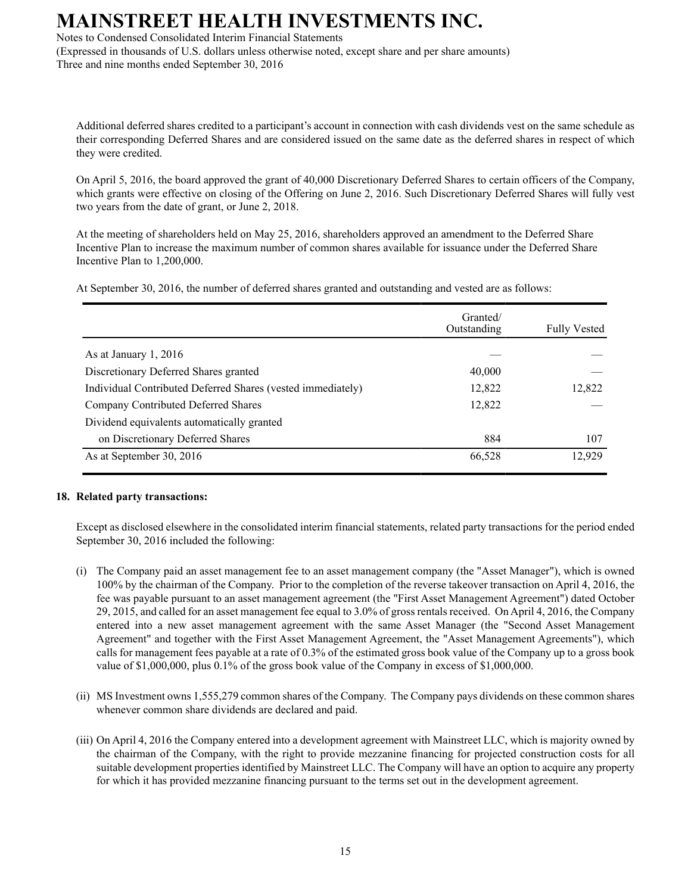Additional deferred shares credited to a participant's account in connection with cash dividends vest on the same schedule as their corresponding Deferred Shares and are considered issued on the same date as the deferred shares in respect of which they were credited.

On April 5, 2016, the board approved the grant of 40,000 Discretionary Deferred Shares to certain officers of the Company, which grants were effective on closing of the Offering on June 2, 2016. Such Discretionary Deferred Shares will fully vest two years from the date of grant, or June 2, 2018.

At the meeting of shareholders held on May 25, 2016, shareholders approved an amendment to the Deferred Share Incentive Plan to increase the maximum number of common shares available for issuance under the Deferred Share Incentive Plan to 1,200,000.

At September 30, 2016, the number of deferred shares granted and outstanding and vested are as follows:

| | Granted/ Outstanding | Fully Vested |
|---|---|---|
| As at January 1, 2016 | — | — |
| Discretionary Deferred Shares granted | 40,000 | — |
| Individual Contributed Deferred Shares (vested immediately) | 12,822 | 12,822 |
| Company Contributed Deferred Shares | 12,822 | — |
| Dividend equivalents automatically granted on Discretionary Deferred Shares | 884 | 107 |
| As at September 30, 2016 | 66,528 | 12,929 |

## 18. Related party transactions:

Except as disclosed elsewhere in the consolidated interim financial statements, related party transactions for the period ended September 30, 2016 included the following:

(i) The Company paid an asset management fee to an asset management company (the "Asset Manager"), which is owned 100% by the chairman of the Company. Prior to the completion of the reverse takeover transaction on April 4, 2016, the fee was payable pursuant to an asset management agreement (the "First Asset Management Agreement") dated October 29, 2015, and called for an asset management fee equal to 3.0% of gross rentals received. On April 4, 2016, the Company entered into a new asset management agreement with the same Asset Manager (the "Second Asset Management Agreement" and together with the First Asset Management Agreement, the "Asset Management Agreements"), which calls for management fees payable at a rate of 0.3% of the estimated gross book value of the Company up to a gross book value of $1,000,000, plus 0.1% of the gross book value of the Company in excess of $1,000,000.

(ii) MS Investment owns 1,555,279 common shares of the Company. The Company pays dividends on these common shares whenever common share dividends are declared and paid.

(iii) On April 4, 2016 the Company entered into a development agreement with Mainstreet LLC, which is majority owned by the chairman of the Company, with the right to provide mezzanine financing for projected construction costs for all suitable development properties identified by Mainstreet LLC. The Company will have an option to acquire any property for which it has provided mezzanine financing pursuant to the terms set out in the development agreement.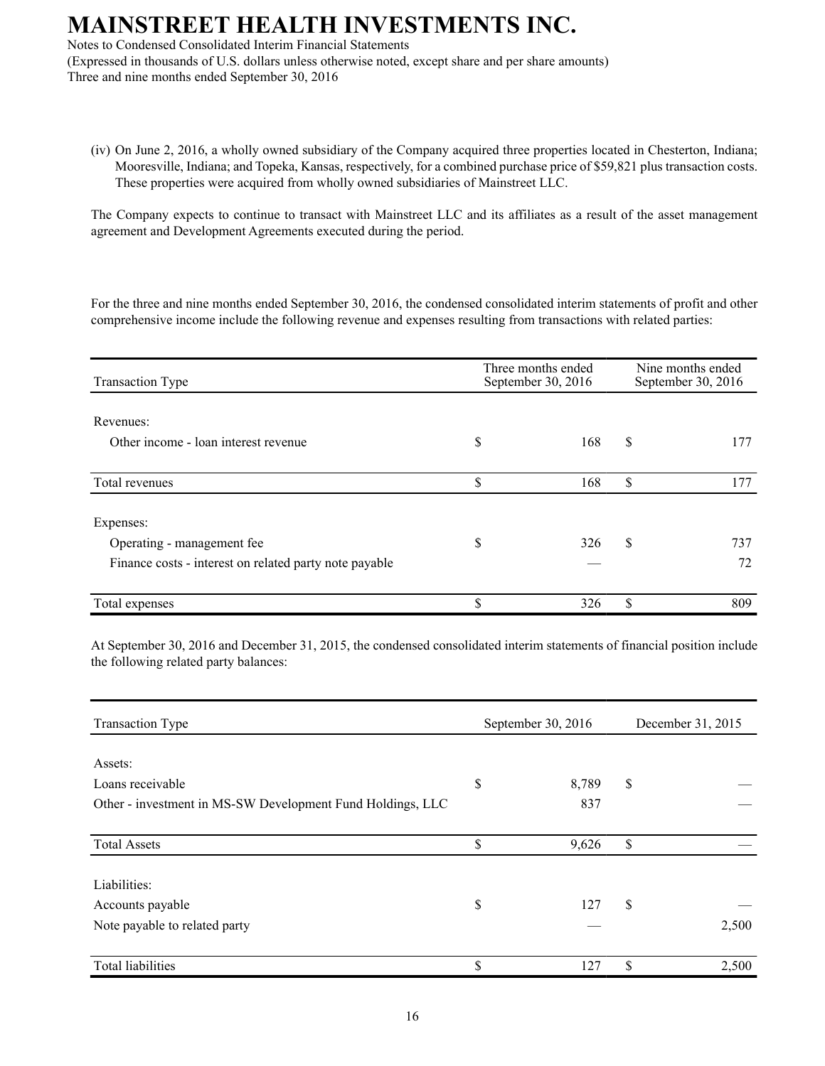(iv) On June 2, 2016, a wholly owned subsidiary of the Company acquired three properties located in Chesterton, Indiana; Mooresville, Indiana; and Topeka, Kansas, respectively, for a combined purchase price of $59,821 plus transaction costs. These properties were acquired from wholly owned subsidiaries of Mainstreet LLC.

The Company expects to continue to transact with Mainstreet LLC and its affiliates as a result of the asset management agreement and Development Agreements executed during the period.

For the three and nine months ended September 30, 2016, the condensed consolidated interim statements of profit and other comprehensive income include the following revenue and expenses resulting from transactions with related parties:

| Transaction Type | Three months ended September 30, 2016 | Nine months ended September 30, 2016 |
|---|---|---|
| Revenues: | | |
| Other income - loan interest revenue | $ 168 | $ 177 |
| Total revenues | $ 168 | $ 177 |
| Expenses: | | |
| Operating - management fee | $ 326 | $ 737 |
| Finance costs - interest on related party note payable | — | 72 |
| Total expenses | $ 326 | $ 809 |

At September 30, 2016 and December 31, 2015, the condensed consolidated interim statements of financial position include the following related party balances:

| Transaction Type | September 30, 2016 | December 31, 2015 |
|---|---|---|
| Assets: | | |
| Loans receivable | $ 8,789 | $ — |
| Other - investment in MS-SW Development Fund Holdings, LLC | 837 | — |
| Total Assets | $ 9,626 | $ — |
| Liabilities: | | |
| Accounts payable | $ 127 | $ — |
| Note payable to related party | — | 2,500 |
| Total liabilities | $ 127 | $ 2,500 |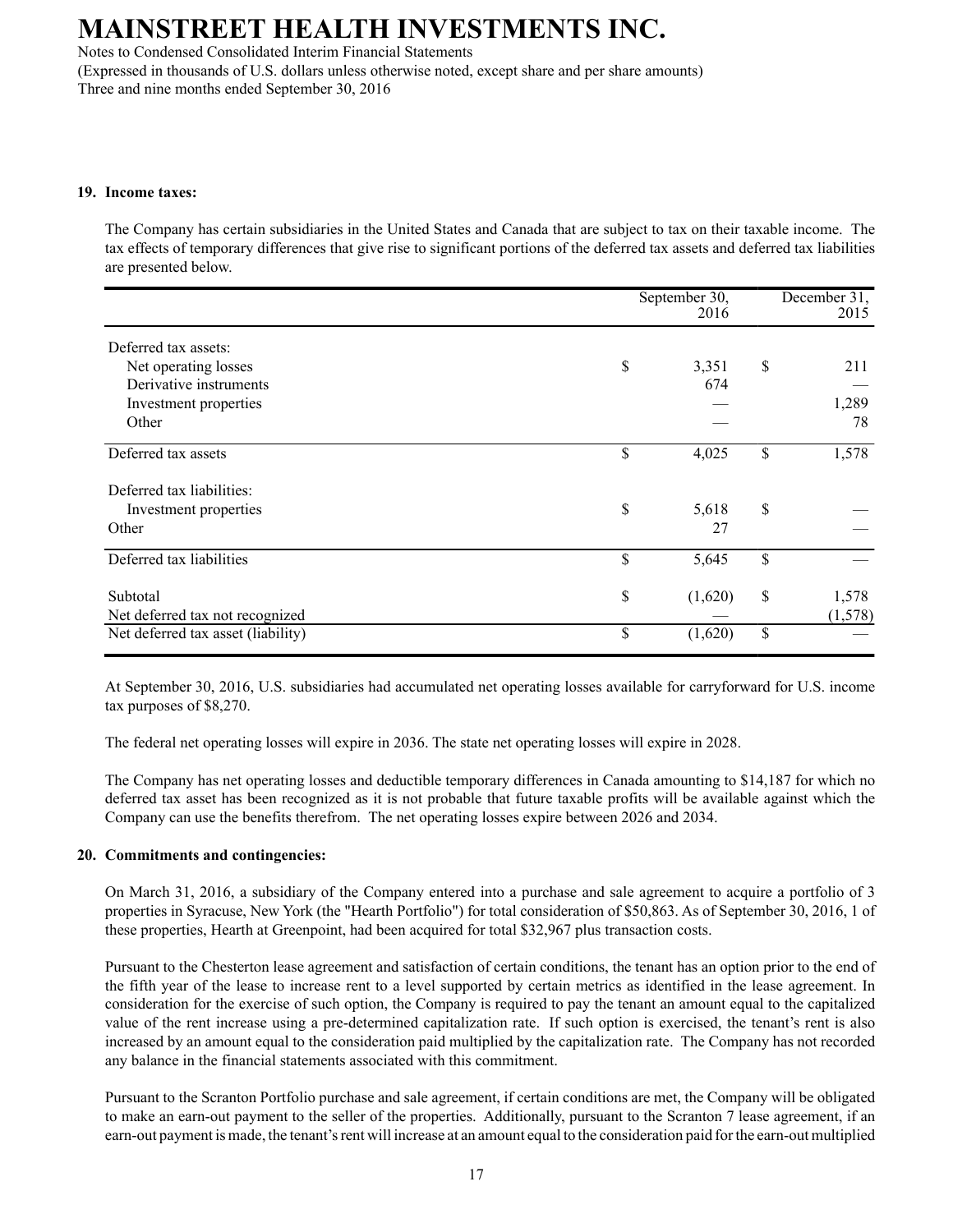## 19. Income taxes:

The Company has certain subsidiaries in the United States and Canada that are subject to tax on their taxable income. The tax effects of temporary differences that give rise to significant portions of the deferred tax assets and deferred tax liabilities are presented below.

| | September 30, 2016 | December 31, 2015 |
|---|---|---|
| Deferred tax assets: | | |
| Net operating losses | $ 3,351 | $ 211 |
| Derivative instruments | 674 | — |
| Investment properties | — | 1,289 |
| Other | — | 78 |
| Deferred tax assets | $ 4,025 | $ 1,578 |
| Deferred tax liabilities: | | |
| Investment properties | $ 5,618 | $ — |
| Other | 27 | — |
| Deferred tax liabilities | $ 5,645 | $ — |
| Subtotal | $ (1,620) | $ 1,578 |
| Net deferred tax not recognized | — | (1,578) |
| Net deferred tax asset (liability) | $ (1,620) | $ — |

At September 30, 2016, U.S. subsidiaries had accumulated net operating losses available for carryforward for U.S. income tax purposes of $8,270.

The federal net operating losses will expire in 2036. The state net operating losses will expire in 2028.

The Company has net operating losses and deductible temporary differences in Canada amounting to $14,187 for which no deferred tax asset has been recognized as it is not probable that future taxable profits will be available against which the Company can use the benefits therefrom. The net operating losses expire between 2026 and 2034.

## 20. Commitments and contingencies:

On March 31, 2016, a subsidiary of the Company entered into a purchase and sale agreement to acquire a portfolio of 3 properties in Syracuse, New York (the "Hearth Portfolio") for total consideration of $50,863. As of September 30, 2016, 1 of these properties, Hearth at Greenpoint, had been acquired for total $32,967 plus transaction costs.

Pursuant to the Chesterton lease agreement and satisfaction of certain conditions, the tenant has an option prior to the end of the fifth year of the lease to increase rent to a level supported by certain metrics as identified in the lease agreement. In consideration for the exercise of such option, the Company is required to pay the tenant an amount equal to the capitalized value of the rent increase using a pre-determined capitalization rate. If such option is exercised, the tenant's rent is also increased by an amount equal to the consideration paid multiplied by the capitalization rate. The Company has not recorded any balance in the financial statements associated with this commitment.

Pursuant to the Scranton Portfolio purchase and sale agreement, if certain conditions are met, the Company will be obligated to make an earn-out payment to the seller of the properties. Additionally, pursuant to the Scranton 7 lease agreement, if an earn-out payment is made, the tenant's rent will increase at an amount equal to the consideration paid for the earn-out multiplied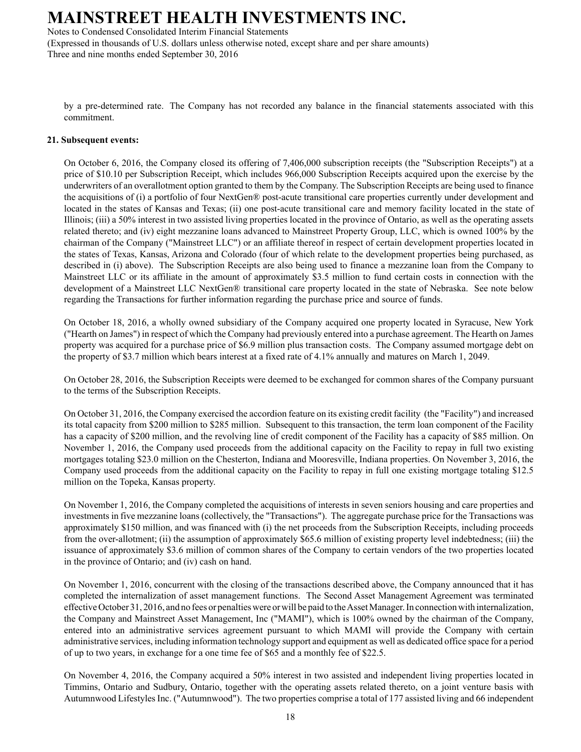by a pre-determined rate. The Company has not recorded any balance in the financial statements associated with this commitment.

**21. Subsequent events:**

On October 6, 2016, the Company closed its offering of 7,406,000 subscription receipts (the "Subscription Receipts") at a price of $10.10 per Subscription Receipt, which includes 966,000 Subscription Receipts acquired upon the exercise by the underwriters of an overallotment option granted to them by the Company. The Subscription Receipts are being used to finance the acquisitions of (i) a portfolio of four NextGen® post-acute transitional care properties currently under development and located in the states of Kansas and Texas; (ii) one post-acute transitional care and memory facility located in the state of Illinois; (iii) a 50% interest in two assisted living properties located in the province of Ontario, as well as the operating assets related thereto; and (iv) eight mezzanine loans advanced to Mainstreet Property Group, LLC, which is owned 100% by the chairman of the Company ("Mainstreet LLC") or an affiliate thereof in respect of certain development properties located in the states of Texas, Kansas, Arizona and Colorado (four of which relate to the development properties being purchased, as described in (i) above). The Subscription Receipts are also being used to finance a mezzanine loan from the Company to Mainstreet LLC or its affiliate in the amount of approximately $3.5 million to fund certain costs in connection with the development of a Mainstreet LLC NextGen® transitional care property located in the state of Nebraska. See note below regarding the Transactions for further information regarding the purchase price and source of funds.

On October 18, 2016, a wholly owned subsidiary of the Company acquired one property located in Syracuse, New York ("Hearth on James") in respect of which the Company had previously entered into a purchase agreement. The Hearth on James property was acquired for a purchase price of $6.9 million plus transaction costs. The Company assumed mortgage debt on the property of $3.7 million which bears interest at a fixed rate of 4.1% annually and matures on March 1, 2049.

On October 28, 2016, the Subscription Receipts were deemed to be exchanged for common shares of the Company pursuant to the terms of the Subscription Receipts.

On October 31, 2016, the Company exercised the accordion feature on its existing credit facility (the "Facility") and increased its total capacity from $200 million to $285 million. Subsequent to this transaction, the term loan component of the Facility has a capacity of $200 million, and the revolving line of credit component of the Facility has a capacity of $85 million. On November 1, 2016, the Company used proceeds from the additional capacity on the Facility to repay in full two existing mortgages totaling $23.0 million on the Chesterton, Indiana and Mooresville, Indiana properties. On November 3, 2016, the Company used proceeds from the additional capacity on the Facility to repay in full one existing mortgage totaling $12.5 million on the Topeka, Kansas property.

On November 1, 2016, the Company completed the acquisitions of interests in seven seniors housing and care properties and investments in five mezzanine loans (collectively, the "Transactions"). The aggregate purchase price for the Transactions was approximately $150 million, and was financed with (i) the net proceeds from the Subscription Receipts, including proceeds from the over-allotment; (ii) the assumption of approximately $65.6 million of existing property level indebtedness; (iii) the issuance of approximately $3.6 million of common shares of the Company to certain vendors of the two properties located in the province of Ontario; and (iv) cash on hand.

On November 1, 2016, concurrent with the closing of the transactions described above, the Company announced that it has completed the internalization of asset management functions. The Second Asset Management Agreement was terminated effective October 31, 2016, and no fees or penalties were or will be paid to the Asset Manager. In connection with internalization, the Company and Mainstreet Asset Management, Inc ("MAMI"), which is 100% owned by the chairman of the Company, entered into an administrative services agreement pursuant to which MAMI will provide the Company with certain administrative services, including information technology support and equipment as well as dedicated office space for a period of up to two years, in exchange for a one time fee of $65 and a monthly fee of $22.5.

On November 4, 2016, the Company acquired a 50% interest in two assisted and independent living properties located in Timmins, Ontario and Sudbury, Ontario, together with the operating assets related thereto, on a joint venture basis with Autumnwood Lifestyles Inc. ("Autumnwood"). The two properties comprise a total of 177 assisted living and 66 independent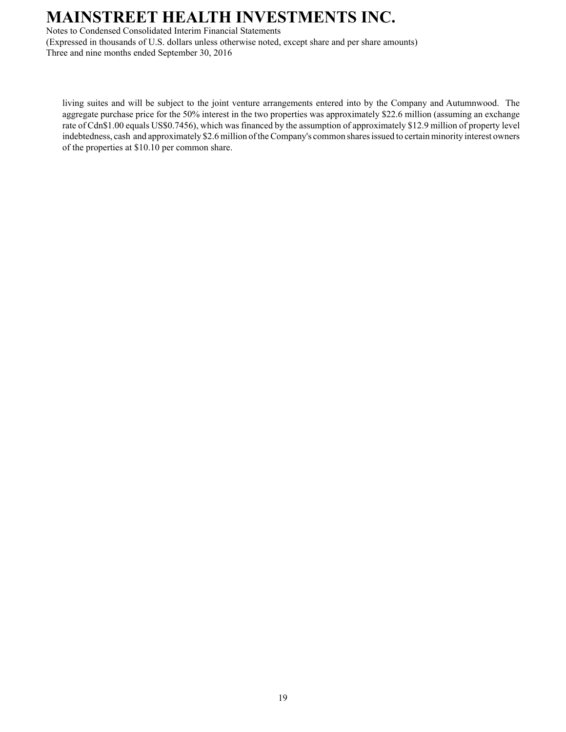living suites and will be subject to the joint venture arrangements entered into by the Company and Autumnwood. The aggregate purchase price for the 50% interest in the two properties was approximately $22.6 million (assuming an exchange rate of Cdn$1.00 equals US$0.7456), which was financed by the assumption of approximately $12.9 million of property level indebtedness, cash and approximately $2.6 million of the Company's common shares issued to certain minority interest owners of the properties at $10.10 per common share.